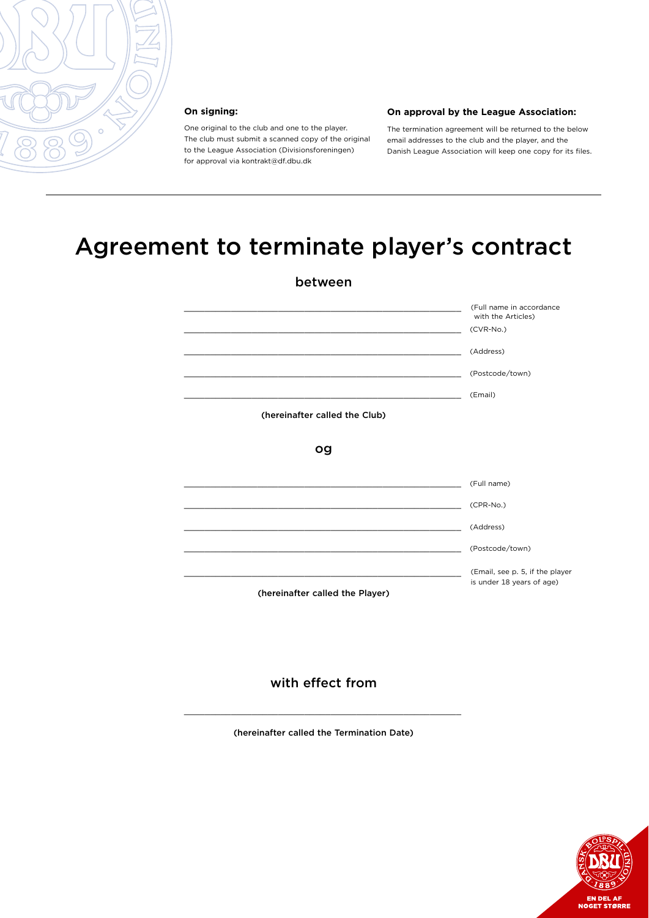**On signing:**

One original to the club and one to the player. The club must submit a scanned copy of the original to the League Association (Divisionsforeningen) for approval via kontrakt@df.dbu.dk

**On approval by the League Association:**

The termination agreement will be returned to the below email addresses to the club and the player, and the Danish League Association will keep one copy for its files.

---

# Agreement to terminate player's contract

## between

________________________________________ (Full name in accordance with the Articles)

________________________________________ (CVR-No.)

________________________________________ (Address)

________________________________________ (Postcode/town)

________________________________________ (Email)

**(hereinafter called the Club)**

## og

________________________________________ (Full name)

________________________________________ (CPR-No.)

________________________________________ (Address)

________________________________________ (Postcode/town)

________________________________________ (Email, see p. 5, if the player is under 18 years of age)

**(hereinafter called the Player)**

## with effect from

________________________________________

**(hereinafter called the Termination Date)**

EN DEL AF NOGET STØRRE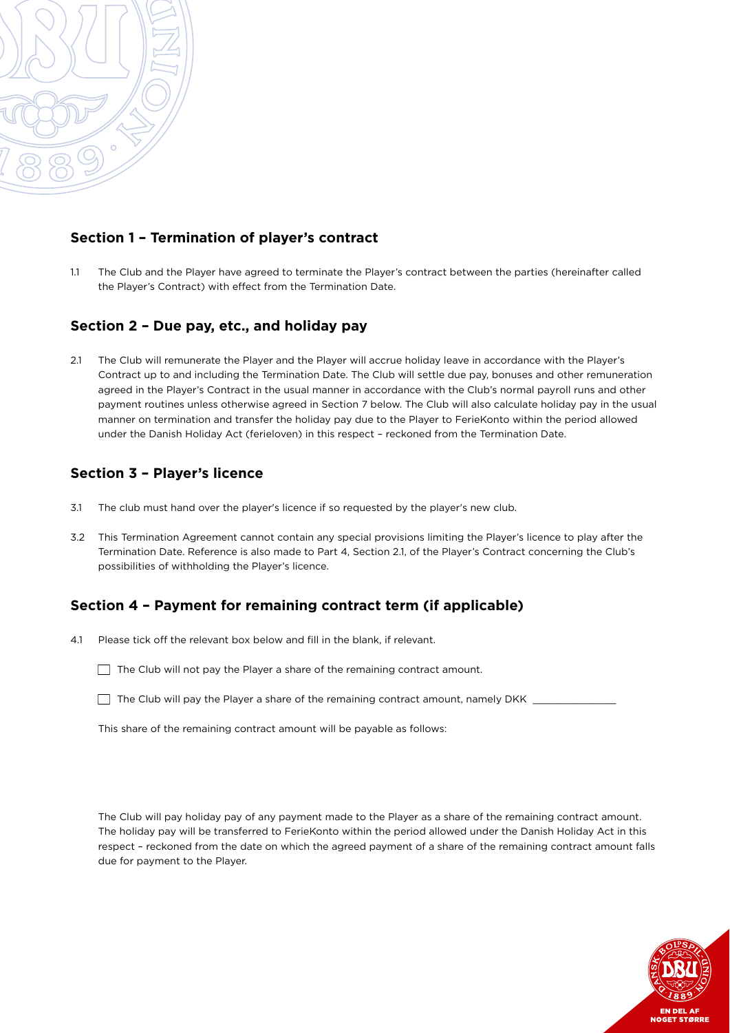## Section 1 – Termination of player's contract

1.1 The Club and the Player have agreed to terminate the Player's contract between the parties (hereinafter called the Player's Contract) with effect from the Termination Date.

## Section 2 – Due pay, etc., and holiday pay

2.1 The Club will remunerate the Player and the Player will accrue holiday leave in accordance with the Player's Contract up to and including the Termination Date. The Club will settle due pay, bonuses and other remuneration agreed in the Player's Contract in the usual manner in accordance with the Club's normal payroll runs and other payment routines unless otherwise agreed in Section 7 below. The Club will also calculate holiday pay in the usual manner on termination and transfer the holiday pay due to the Player to FerieKonto within the period allowed under the Danish Holiday Act (ferieloven) in this respect – reckoned from the Termination Date.

## Section 3 – Player's licence

3.1 The club must hand over the player's licence if so requested by the player's new club.

3.2 This Termination Agreement cannot contain any special provisions limiting the Player's licence to play after the Termination Date. Reference is also made to Part 4, Section 2.1, of the Player's Contract concerning the Club's possibilities of withholding the Player's licence.

## Section 4 – Payment for remaining contract term (if applicable)

4.1 Please tick off the relevant box below and fill in the blank, if relevant.

☐ The Club will not pay the Player a share of the remaining contract amount.

☐ The Club will pay the Player a share of the remaining contract amount, namely DKK ______________

This share of the remaining contract amount will be payable as follows:

The Club will pay holiday pay of any payment made to the Player as a share of the remaining contract amount. The holiday pay will be transferred to FerieKonto within the period allowed under the Danish Holiday Act in this respect – reckoned from the date on which the agreed payment of a share of the remaining contract amount falls due for payment to the Player.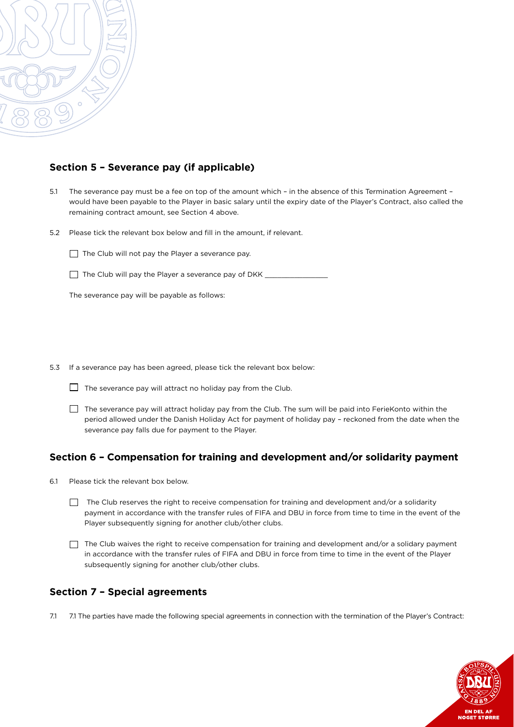## Section 5 – Severance pay (if applicable)

5.1 The severance pay must be a fee on top of the amount which – in the absence of this Termination Agreement – would have been payable to the Player in basic salary until the expiry date of the Player's Contract, also called the remaining contract amount, see Section 4 above.

5.2 Please tick the relevant box below and fill in the amount, if relevant.

☐ The Club will not pay the Player a severance pay.

☐ The Club will pay the Player a severance pay of DKK ________________

The severance pay will be payable as follows:

5.3 If a severance pay has been agreed, please tick the relevant box below:

☐ The severance pay will attract no holiday pay from the Club.

☐ The severance pay will attract holiday pay from the Club. The sum will be paid into FerieKonto within the period allowed under the Danish Holiday Act for payment of holiday pay – reckoned from the date when the severance pay falls due for payment to the Player.

## Section 6 – Compensation for training and development and/or solidarity payment

6.1 Please tick the relevant box below.

☐ The Club reserves the right to receive compensation for training and development and/or a solidarity payment in accordance with the transfer rules of FIFA and DBU in force from time to time in the event of the Player subsequently signing for another club/other clubs.

☐ The Club waives the right to receive compensation for training and development and/or a solidary payment in accordance with the transfer rules of FIFA and DBU in force from time to time in the event of the Player subsequently signing for another club/other clubs.

## Section 7 – Special agreements

7.1 7.1 The parties have made the following special agreements in connection with the termination of the Player's Contract: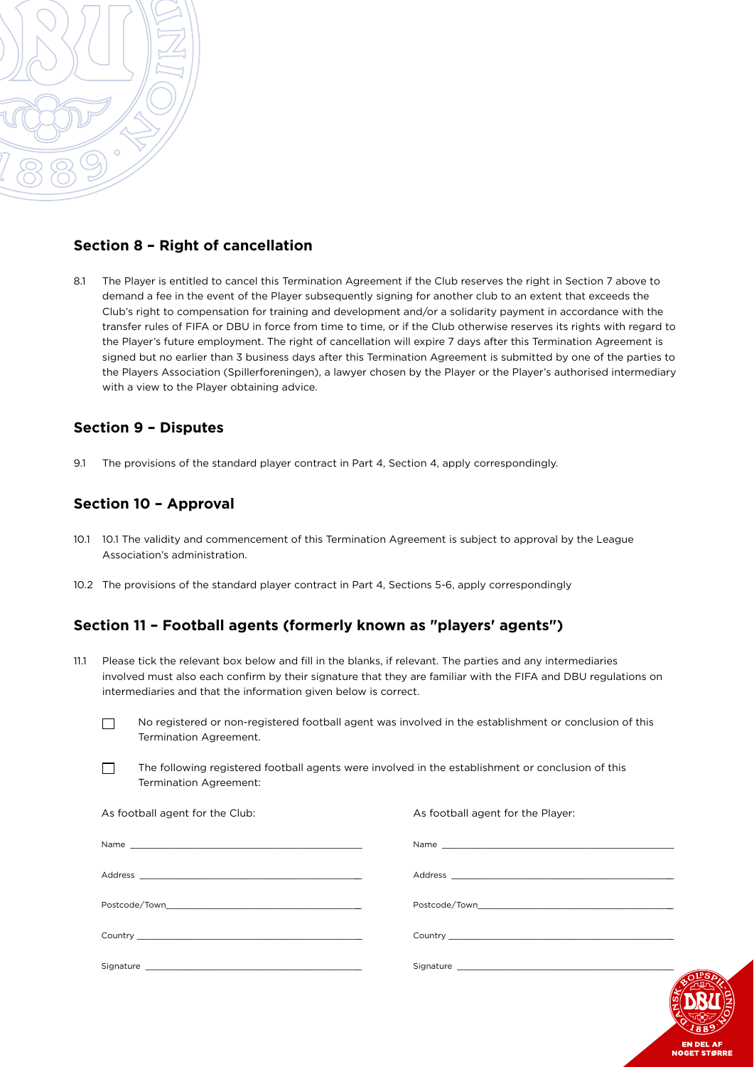## Section 8 – Right of cancellation

8.1 The Player is entitled to cancel this Termination Agreement if the Club reserves the right in Section 7 above to demand a fee in the event of the Player subsequently signing for another club to an extent that exceeds the Club's right to compensation for training and development and/or a solidarity payment in accordance with the transfer rules of FIFA or DBU in force from time to time, or if the Club otherwise reserves its rights with regard to the Player's future employment. The right of cancellation will expire 7 days after this Termination Agreement is signed but no earlier than 3 business days after this Termination Agreement is submitted by one of the parties to the Players Association (Spillerforeningen), a lawyer chosen by the Player or the Player's authorised intermediary with a view to the Player obtaining advice.

## Section 9 – Disputes

9.1 The provisions of the standard player contract in Part 4, Section 4, apply correspondingly.

## Section 10 – Approval

10.1 10.1 The validity and commencement of this Termination Agreement is subject to approval by the League Association's administration.

10.2 The provisions of the standard player contract in Part 4, Sections 5-6, apply correspondingly

## Section 11 – Football agents (formerly known as "players' agents")

11.1 Please tick the relevant box below and fill in the blanks, if relevant. The parties and any intermediaries involved must also each confirm by their signature that they are familiar with the FIFA and DBU regulations on intermediaries and that the information given below is correct.

☐ No registered or non-registered football agent was involved in the establishment or conclusion of this Termination Agreement.

☐ The following registered football agents were involved in the establishment or conclusion of this Termination Agreement:

| As football agent for the Club: | As football agent for the Player: |
|---|---|
| Name ______________________ | Name ______________________ |
| Address ______________________ | Address ______________________ |
| Postcode/Town______________________ | Postcode/Town______________________ |
| Country ______________________ | Country ______________________ |
| Signature ______________________ | Signature ______________________ |

EN DEL AF NOGET STØRRE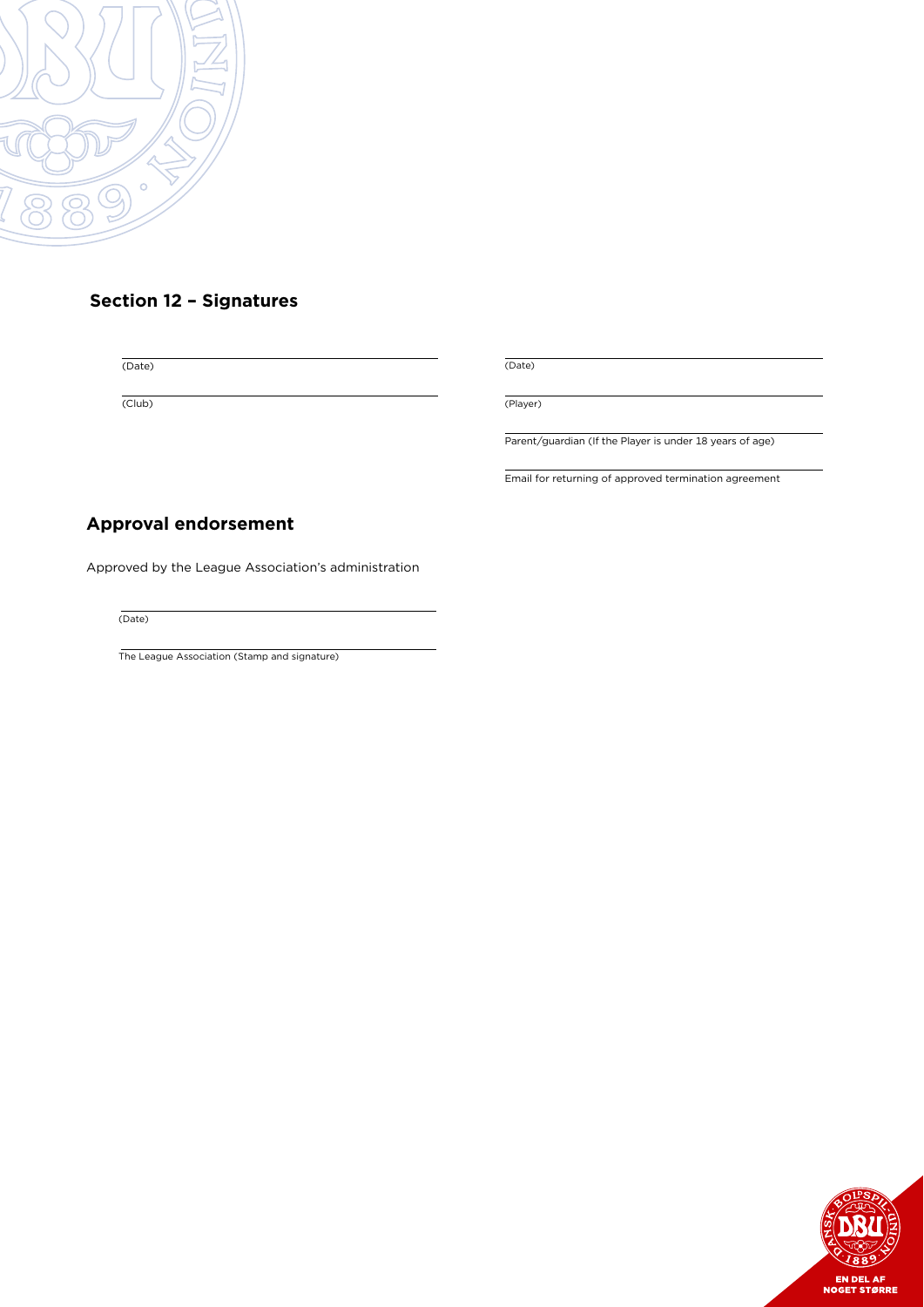## Section 12 – Signatures

(Date)

(Club)

(Date)

(Player)

Parent/guardian (If the Player is under 18 years of age)

Email for returning of approved termination agreement

## Approval endorsement

Approved by the League Association's administration

(Date)

The League Association (Stamp and signature)